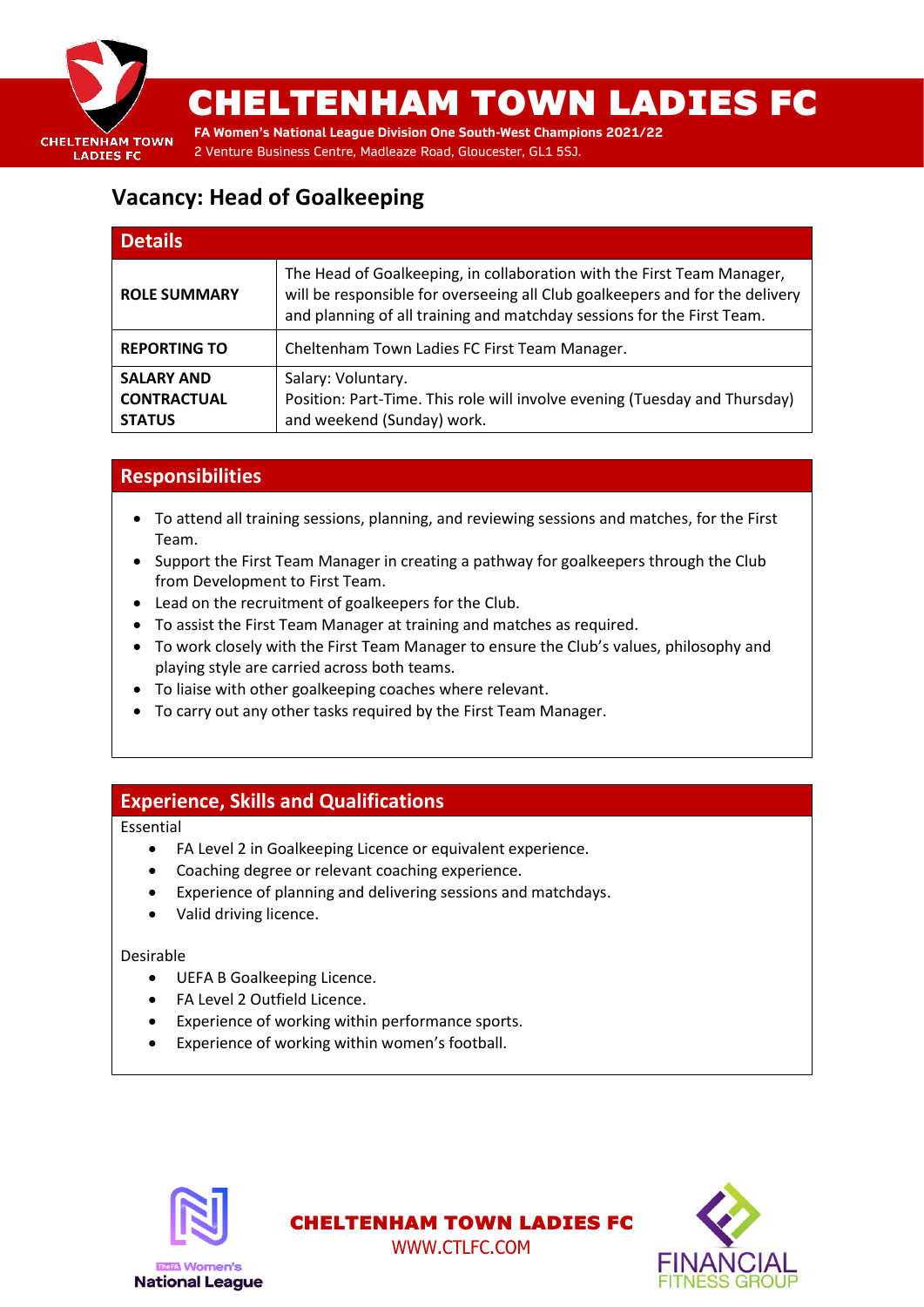# CHELTENHAM TOWN LADIES FC

**FA Women's National League Division One South-West Champions 2021/22**

2 Venture Business Centre, Madleaze Road, Gloucester, GL1 5SJ.

## Vacancy: Head of Goalkeeping

| Details | |
|---|---|
| **ROLE SUMMARY** | The Head of Goalkeeping, in collaboration with the First Team Manager, will be responsible for overseeing all Club goalkeepers and for the delivery and planning of all training and matchday sessions for the First Team. |
| **REPORTING TO** | Cheltenham Town Ladies FC First Team Manager. |
| **SALARY AND CONTRACTUAL STATUS** | Salary: Voluntary.<br>Position: Part-Time. This role will involve evening (Tuesday and Thursday) and weekend (Sunday) work. |

### Responsibilities

- To attend all training sessions, planning, and reviewing sessions and matches, for the First Team.
- Support the First Team Manager in creating a pathway for goalkeepers through the Club from Development to First Team.
- Lead on the recruitment of goalkeepers for the Club.
- To assist the First Team Manager at training and matches as required.
- To work closely with the First Team Manager to ensure the Club's values, philosophy and playing style are carried across both teams.
- To liaise with other goalkeeping coaches where relevant.
- To carry out any other tasks required by the First Team Manager.

### Experience, Skills and Qualifications

Essential

- FA Level 2 in Goalkeeping Licence or equivalent experience.
- Coaching degree or relevant coaching experience.
- Experience of planning and delivering sessions and matchdays.
- Valid driving licence.

Desirable

- UEFA B Goalkeeping Licence.
- FA Level 2 Outfield Licence.
- Experience of working within performance sports.
- Experience of working within women's football.

**CHELTENHAM TOWN LADIES FC**

WWW.CTLFC.COM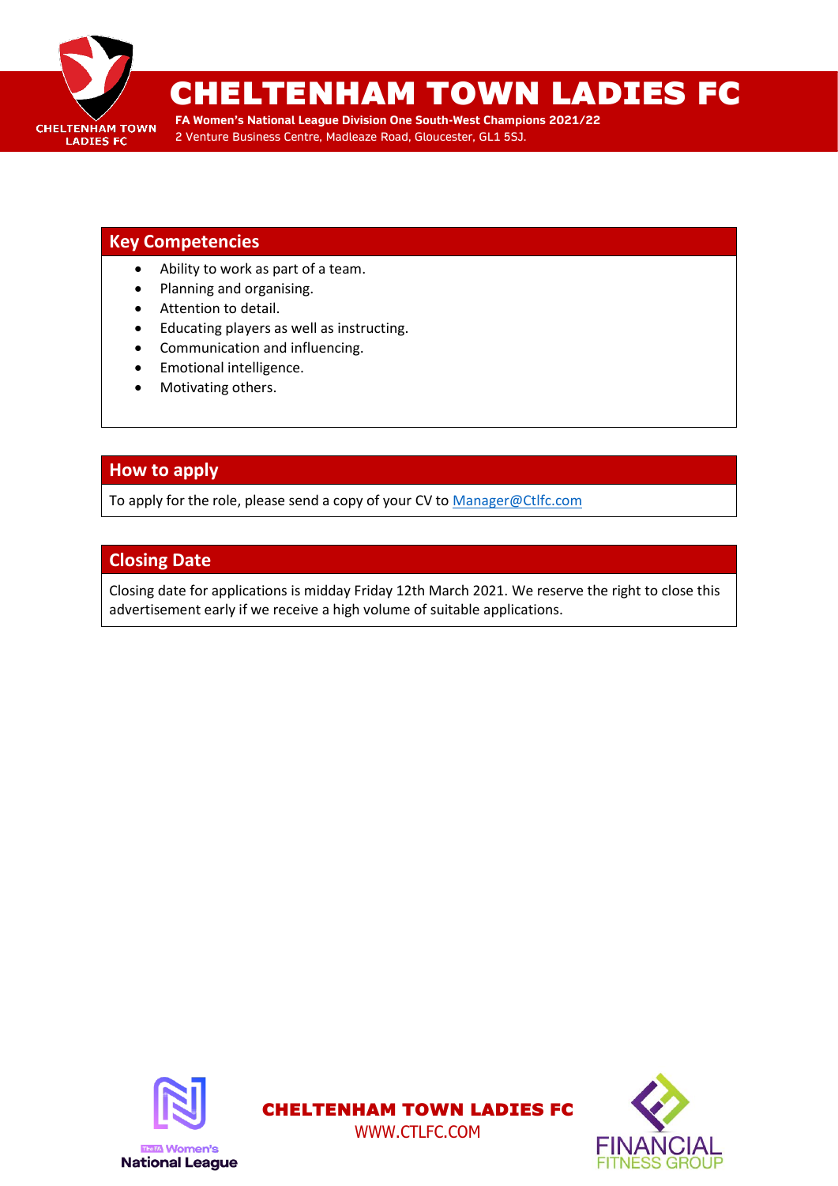# CHELTENHAM TOWN LADIES FC

**FA Women's National League Division One South-West Champions 2021/22**

2 Venture Business Centre, Madleaze Road, Gloucester, GL1 5SJ.

## Key Competencies

- Ability to work as part of a team.
- Planning and organising.
- Attention to detail.
- Educating players as well as instructing.
- Communication and influencing.
- Emotional intelligence.
- Motivating others.

## How to apply

To apply for the role, please send a copy of your CV to Manager@Ctlfc.com

## Closing Date

Closing date for applications is midday Friday 12th March 2021. We reserve the right to close this advertisement early if we receive a high volume of suitable applications.

**CHELTENHAM TOWN LADIES FC**

WWW.CTLFC.COM